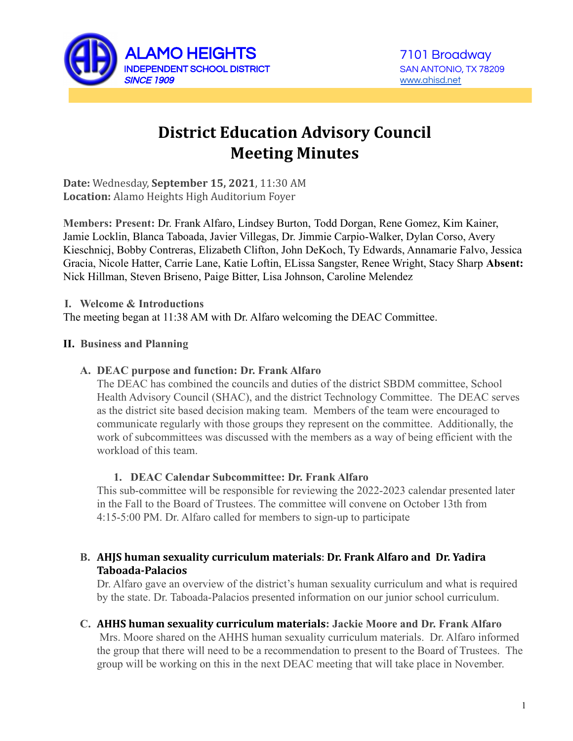**ALAMO HEIGHTS**
**INDEPENDENT SCHOOL DISTRICT**
*SINCE 1909*

7101 Broadway
SAN ANTONIO, TX 78209
www.ahisd.net

# District Education Advisory Council Meeting Minutes

**Date:** Wednesday, **September 15, 2021**, 11:30 AM
**Location:** Alamo Heights High Auditorium Foyer

**Members: Present:** Dr. Frank Alfaro, Lindsey Burton, Todd Dorgan, Rene Gomez, Kim Kainer, Jamie Locklin, Blanca Taboada, Javier Villegas, Dr. Jimmie Carpio-Walker, Dylan Corso, Avery Kieschnicj, Bobby Contreras, Elizabeth Clifton, John DeKoch, Ty Edwards, Annamarie Falvo, Jessica Gracia, Nicole Hatter, Carrie Lane, Katie Loftin, ELissa Sangster, Renee Wright, Stacy Sharp **Absent:** Nick Hillman, Steven Briseno, Paige Bitter, Lisa Johnson, Caroline Melendez

## I. Welcome & Introductions

The meeting began at 11:38 AM with Dr. Alfaro welcoming the DEAC Committee.

## II. Business and Planning

### A. DEAC purpose and function: Dr. Frank Alfaro

The DEAC has combined the councils and duties of the district SBDM committee, School Health Advisory Council (SHAC), and the district Technology Committee. The DEAC serves as the district site based decision making team. Members of the team were encouraged to communicate regularly with those groups they represent on the committee. Additionally, the work of subcommittees was discussed with the members as a way of being efficient with the workload of this team.

#### 1. DEAC Calendar Subcommittee: Dr. Frank Alfaro

This sub-committee will be responsible for reviewing the 2022-2023 calendar presented later in the Fall to the Board of Trustees. The committee will convene on October 13th from 4:15-5:00 PM. Dr. Alfaro called for members to sign-up to participate

### B. AHJS human sexuality curriculum materials: Dr. Frank Alfaro and Dr. Yadira Taboada-Palacios

Dr. Alfaro gave an overview of the district's human sexuality curriculum and what is required by the state. Dr. Taboada-Palacios presented information on our junior school curriculum.

### C. AHHS human sexuality curriculum materials: Jackie Moore and Dr. Frank Alfaro

Mrs. Moore shared on the AHHS human sexuality curriculum materials. Dr. Alfaro informed the group that there will need to be a recommendation to present to the Board of Trustees. The group will be working on this in the next DEAC meeting that will take place in November.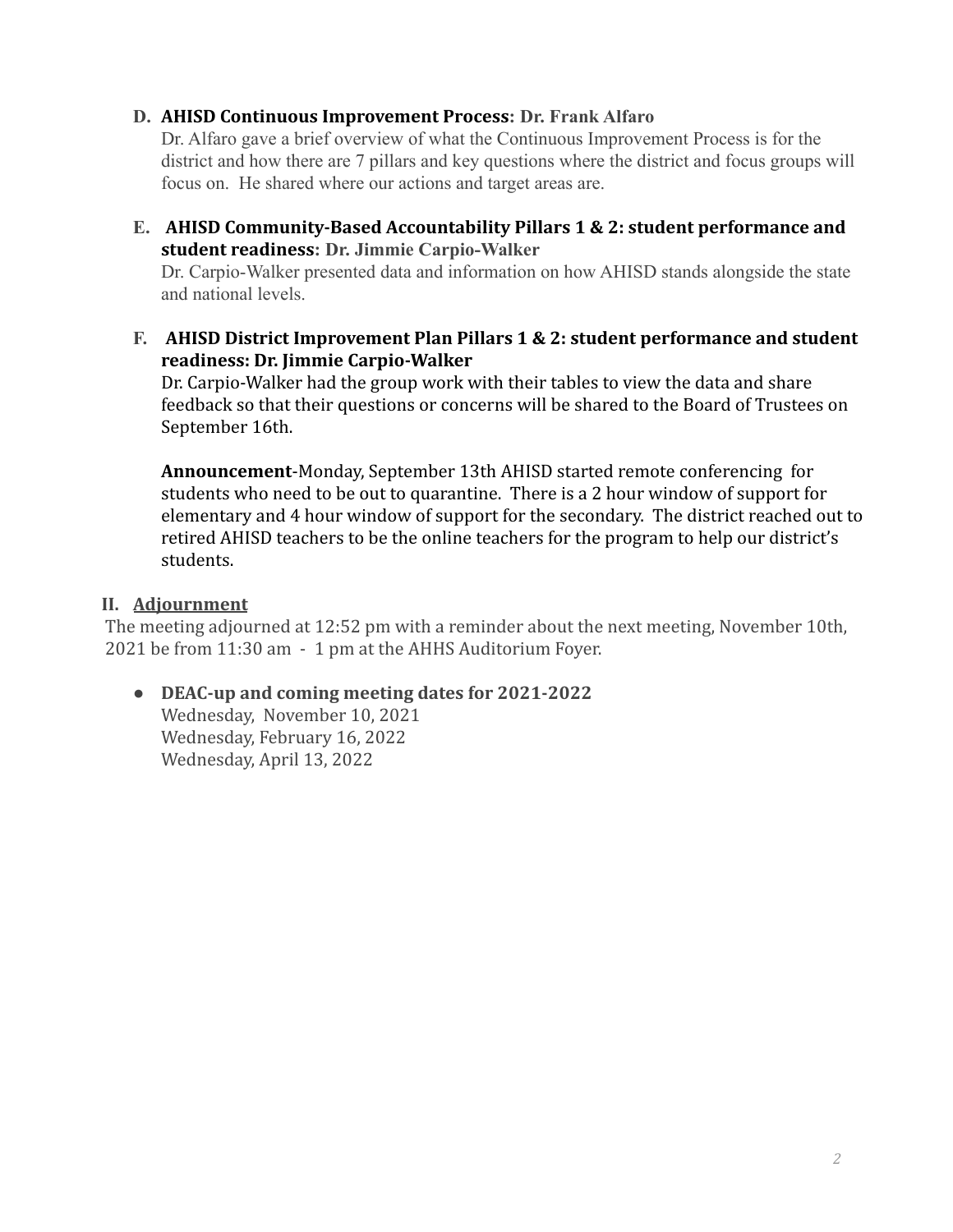**D. AHISD Continuous Improvement Process: Dr. Frank Alfaro**

Dr. Alfaro gave a brief overview of what the Continuous Improvement Process is for the district and how there are 7 pillars and key questions where the district and focus groups will focus on.  He shared where our actions and target areas are.

**E. AHISD Community-Based Accountability Pillars 1 & 2: student performance and student readiness: Dr. Jimmie Carpio-Walker**

Dr. Carpio-Walker presented data and information on how AHISD stands alongside the state and national levels.

**F. AHISD District Improvement Plan Pillars 1 & 2: student performance and student readiness: Dr. Jimmie Carpio-Walker**

Dr. Carpio-Walker had the group work with their tables to view the data and share feedback so that their questions or concerns will be shared to the Board of Trustees on September 16th.

**Announcement**-Monday, September 13th AHISD started remote conferencing  for students who need to be out to quarantine.  There is a 2 hour window of support for elementary and 4 hour window of support for the secondary.  The district reached out to retired AHISD teachers to be the online teachers for the program to help our district's students.

## II. Adjournment

The meeting adjourned at 12:52 pm with a reminder about the next meeting, November 10th, 2021 be from 11:30 am  -  1 pm at the AHHS Auditorium Foyer.

- **DEAC-up and coming meeting dates for 2021-2022**
  Wednesday,  November 10, 2021
  Wednesday, February 16, 2022
  Wednesday, April 13, 2022